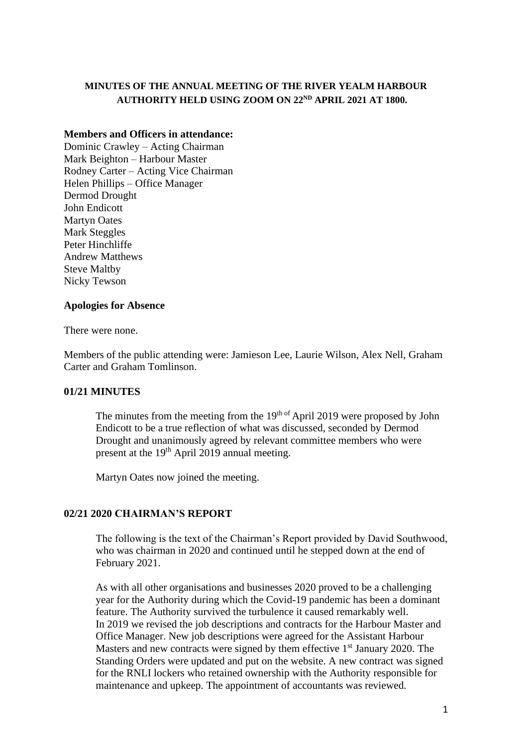**MINUTES OF THE ANNUAL MEETING OF THE RIVER YEALM HARBOUR AUTHORITY HELD USING ZOOM ON 22ND APRIL 2021 AT 1800.**

**Members and Officers in attendance:**

Dominic Crawley – Acting Chairman
Mark Beighton – Harbour Master
Rodney Carter – Acting Vice Chairman
Helen Phillips – Office Manager
Dermod Drought
John Endicott
Martyn Oates
Mark Steggles
Peter Hinchliffe
Andrew Matthews
Steve Maltby
Nicky Tewson

**Apologies for Absence**

There were none.

Members of the public attending were: Jamieson Lee, Laurie Wilson, Alex Nell, Graham Carter and Graham Tomlinson.

**01/21 MINUTES**

The minutes from the meeting from the 19th of April 2019 were proposed by John Endicott to be a true reflection of what was discussed, seconded by Dermod Drought and unanimously agreed by relevant committee members who were present at the 19th April 2019 annual meeting.

Martyn Oates now joined the meeting.

**02/21 2020 CHAIRMAN'S REPORT**

The following is the text of the Chairman's Report provided by David Southwood, who was chairman in 2020 and continued until he stepped down at the end of February 2021.

As with all other organisations and businesses 2020 proved to be a challenging year for the Authority during which the Covid-19 pandemic has been a dominant feature. The Authority survived the turbulence it caused remarkably well.
In 2019 we revised the job descriptions and contracts for the Harbour Master and Office Manager. New job descriptions were agreed for the Assistant Harbour Masters and new contracts were signed by them effective 1st January 2020. The Standing Orders were updated and put on the website. A new contract was signed for the RNLI lockers who retained ownership with the Authority responsible for maintenance and upkeep. The appointment of accountants was reviewed.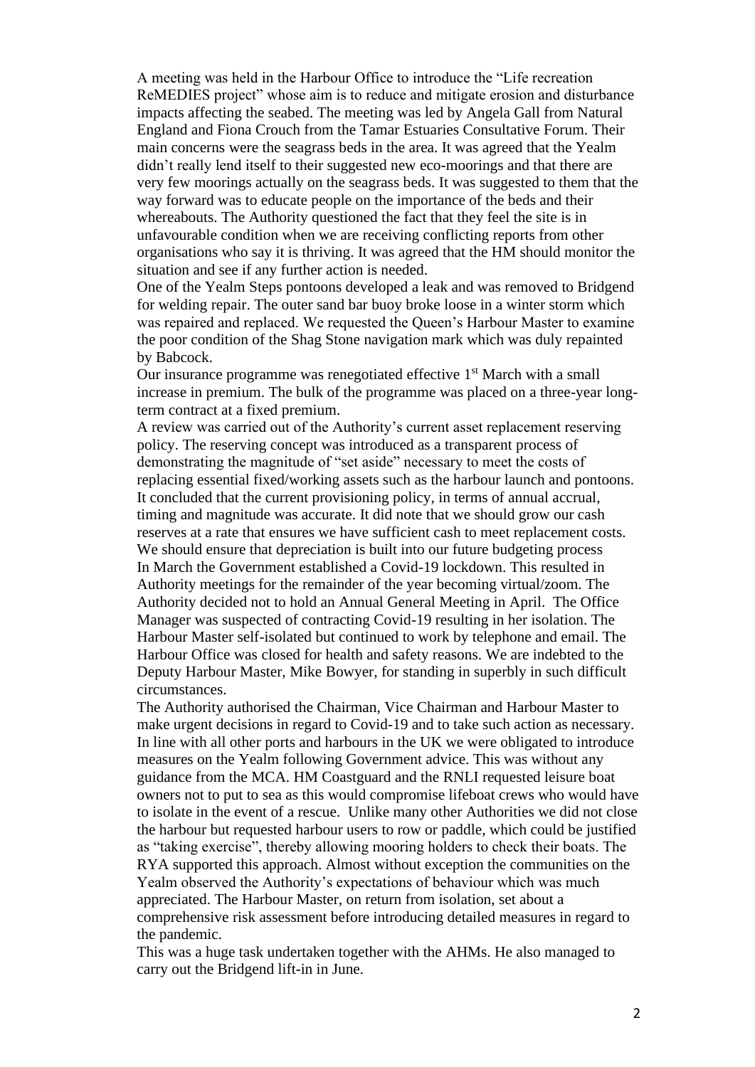A meeting was held in the Harbour Office to introduce the "Life recreation ReMEDIES project" whose aim is to reduce and mitigate erosion and disturbance impacts affecting the seabed. The meeting was led by Angela Gall from Natural England and Fiona Crouch from the Tamar Estuaries Consultative Forum. Their main concerns were the seagrass beds in the area. It was agreed that the Yealm didn't really lend itself to their suggested new eco-moorings and that there are very few moorings actually on the seagrass beds. It was suggested to them that the way forward was to educate people on the importance of the beds and their whereabouts. The Authority questioned the fact that they feel the site is in unfavourable condition when we are receiving conflicting reports from other organisations who say it is thriving. It was agreed that the HM should monitor the situation and see if any further action is needed.

One of the Yealm Steps pontoons developed a leak and was removed to Bridgend for welding repair. The outer sand bar buoy broke loose in a winter storm which was repaired and replaced. We requested the Queen's Harbour Master to examine the poor condition of the Shag Stone navigation mark which was duly repainted by Babcock.

Our insurance programme was renegotiated effective 1st March with a small increase in premium. The bulk of the programme was placed on a three-year long-term contract at a fixed premium.

A review was carried out of the Authority's current asset replacement reserving policy. The reserving concept was introduced as a transparent process of demonstrating the magnitude of "set aside" necessary to meet the costs of replacing essential fixed/working assets such as the harbour launch and pontoons. It concluded that the current provisioning policy, in terms of annual accrual, timing and magnitude was accurate. It did note that we should grow our cash reserves at a rate that ensures we have sufficient cash to meet replacement costs. We should ensure that depreciation is built into our future budgeting process

In March the Government established a Covid-19 lockdown. This resulted in Authority meetings for the remainder of the year becoming virtual/zoom. The Authority decided not to hold an Annual General Meeting in April. The Office Manager was suspected of contracting Covid-19 resulting in her isolation. The Harbour Master self-isolated but continued to work by telephone and email. The Harbour Office was closed for health and safety reasons. We are indebted to the Deputy Harbour Master, Mike Bowyer, for standing in superbly in such difficult circumstances.

The Authority authorised the Chairman, Vice Chairman and Harbour Master to make urgent decisions in regard to Covid-19 and to take such action as necessary. In line with all other ports and harbours in the UK we were obligated to introduce measures on the Yealm following Government advice. This was without any guidance from the MCA. HM Coastguard and the RNLI requested leisure boat owners not to put to sea as this would compromise lifeboat crews who would have to isolate in the event of a rescue. Unlike many other Authorities we did not close the harbour but requested harbour users to row or paddle, which could be justified as "taking exercise", thereby allowing mooring holders to check their boats. The RYA supported this approach. Almost without exception the communities on the Yealm observed the Authority's expectations of behaviour which was much appreciated. The Harbour Master, on return from isolation, set about a comprehensive risk assessment before introducing detailed measures in regard to the pandemic.

This was a huge task undertaken together with the AHMs. He also managed to carry out the Bridgend lift-in in June.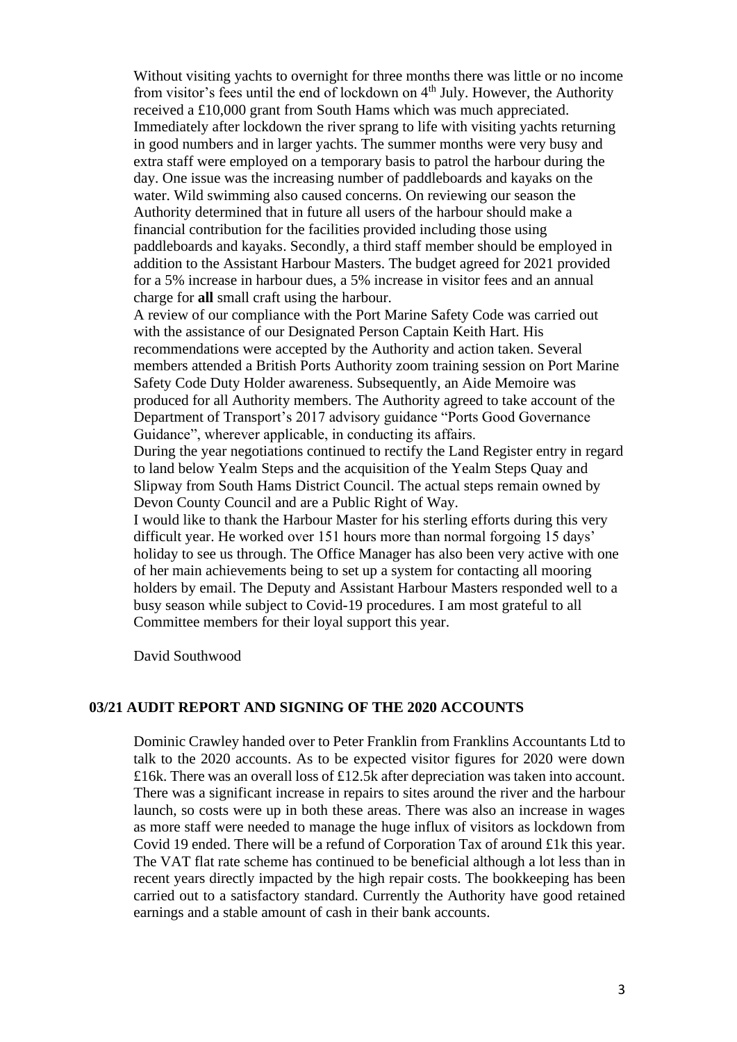Without visiting yachts to overnight for three months there was little or no income from visitor's fees until the end of lockdown on 4th July. However, the Authority received a £10,000 grant from South Hams which was much appreciated. Immediately after lockdown the river sprang to life with visiting yachts returning in good numbers and in larger yachts. The summer months were very busy and extra staff were employed on a temporary basis to patrol the harbour during the day. One issue was the increasing number of paddleboards and kayaks on the water. Wild swimming also caused concerns. On reviewing our season the Authority determined that in future all users of the harbour should make a financial contribution for the facilities provided including those using paddleboards and kayaks. Secondly, a third staff member should be employed in addition to the Assistant Harbour Masters. The budget agreed for 2021 provided for a 5% increase in harbour dues, a 5% increase in visitor fees and an annual charge for **all** small craft using the harbour.

A review of our compliance with the Port Marine Safety Code was carried out with the assistance of our Designated Person Captain Keith Hart. His recommendations were accepted by the Authority and action taken. Several members attended a British Ports Authority zoom training session on Port Marine Safety Code Duty Holder awareness. Subsequently, an Aide Memoire was produced for all Authority members. The Authority agreed to take account of the Department of Transport's 2017 advisory guidance "Ports Good Governance Guidance", wherever applicable, in conducting its affairs.

During the year negotiations continued to rectify the Land Register entry in regard to land below Yealm Steps and the acquisition of the Yealm Steps Quay and Slipway from South Hams District Council. The actual steps remain owned by Devon County Council and are a Public Right of Way.

I would like to thank the Harbour Master for his sterling efforts during this very difficult year. He worked over 151 hours more than normal forgoing 15 days' holiday to see us through. The Office Manager has also been very active with one of her main achievements being to set up a system for contacting all mooring holders by email. The Deputy and Assistant Harbour Masters responded well to a busy season while subject to Covid-19 procedures. I am most grateful to all Committee members for their loyal support this year.

David Southwood

## 03/21 AUDIT REPORT AND SIGNING OF THE 2020 ACCOUNTS

Dominic Crawley handed over to Peter Franklin from Franklins Accountants Ltd to talk to the 2020 accounts. As to be expected visitor figures for 2020 were down £16k. There was an overall loss of £12.5k after depreciation was taken into account. There was a significant increase in repairs to sites around the river and the harbour launch, so costs were up in both these areas. There was also an increase in wages as more staff were needed to manage the huge influx of visitors as lockdown from Covid 19 ended. There will be a refund of Corporation Tax of around £1k this year. The VAT flat rate scheme has continued to be beneficial although a lot less than in recent years directly impacted by the high repair costs. The bookkeeping has been carried out to a satisfactory standard. Currently the Authority have good retained earnings and a stable amount of cash in their bank accounts.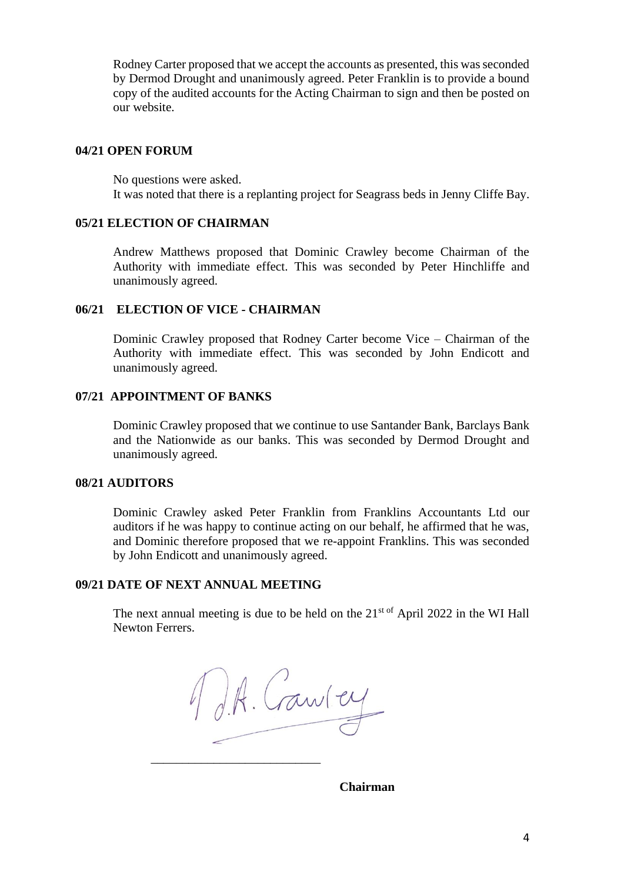Rodney Carter proposed that we accept the accounts as presented, this was seconded by Dermod Drought and unanimously agreed. Peter Franklin is to provide a bound copy of the audited accounts for the Acting Chairman to sign and then be posted on our website.

**04/21 OPEN FORUM**

No questions were asked.
It was noted that there is a replanting project for Seagrass beds in Jenny Cliffe Bay.

**05/21 ELECTION OF CHAIRMAN**

Andrew Matthews proposed that Dominic Crawley become Chairman of the Authority with immediate effect. This was seconded by Peter Hinchliffe and unanimously agreed.

**06/21 ELECTION OF VICE - CHAIRMAN**

Dominic Crawley proposed that Rodney Carter become Vice – Chairman of the Authority with immediate effect. This was seconded by John Endicott and unanimously agreed.

**07/21 APPOINTMENT OF BANKS**

Dominic Crawley proposed that we continue to use Santander Bank, Barclays Bank and the Nationwide as our banks. This was seconded by Dermod Drought and unanimously agreed.

**08/21 AUDITORS**

Dominic Crawley asked Peter Franklin from Franklins Accountants Ltd our auditors if he was happy to continue acting on our behalf, he affirmed that he was, and Dominic therefore proposed that we re-appoint Franklins. This was seconded by John Endicott and unanimously agreed.

**09/21 DATE OF NEXT ANNUAL MEETING**

The next annual meeting is due to be held on the 21st of April 2022 in the WI Hall Newton Ferrers.

D.A. Crawley

\_\_\_\_\_\_\_\_\_\_\_\_\_\_\_\_\_\_\_\_\_\_\_\_\_\_

**Chairman**